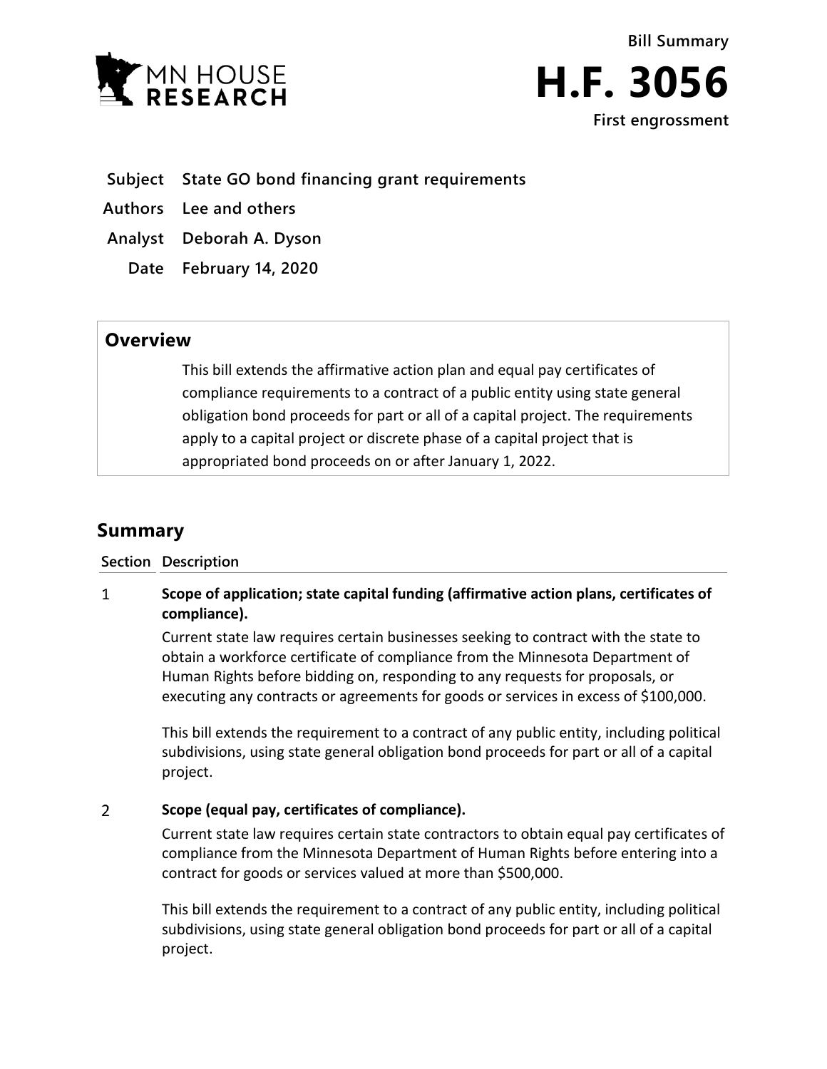MN HOUSE RESEARCH

Bill Summary

# H.F. 3056

First engrossment

**Subject** State GO bond financing grant requirements

**Authors** Lee and others

**Analyst** Deborah A. Dyson

**Date** February 14, 2020

## Overview

This bill extends the affirmative action plan and equal pay certificates of compliance requirements to a contract of a public entity using state general obligation bond proceeds for part or all of a capital project. The requirements apply to a capital project or discrete phase of a capital project that is appropriated bond proceeds on or after January 1, 2022.

## Summary

| Section | Description |
|---|---|
| 1 | **Scope of application; state capital funding (affirmative action plans, certificates of compliance).**<br><br>Current state law requires certain businesses seeking to contract with the state to obtain a workforce certificate of compliance from the Minnesota Department of Human Rights before bidding on, responding to any requests for proposals, or executing any contracts or agreements for goods or services in excess of $100,000.<br><br>This bill extends the requirement to a contract of any public entity, including political subdivisions, using state general obligation bond proceeds for part or all of a capital project. |
| 2 | **Scope (equal pay, certificates of compliance).**<br><br>Current state law requires certain state contractors to obtain equal pay certificates of compliance from the Minnesota Department of Human Rights before entering into a contract for goods or services valued at more than $500,000.<br><br>This bill extends the requirement to a contract of any public entity, including political subdivisions, using state general obligation bond proceeds for part or all of a capital project. |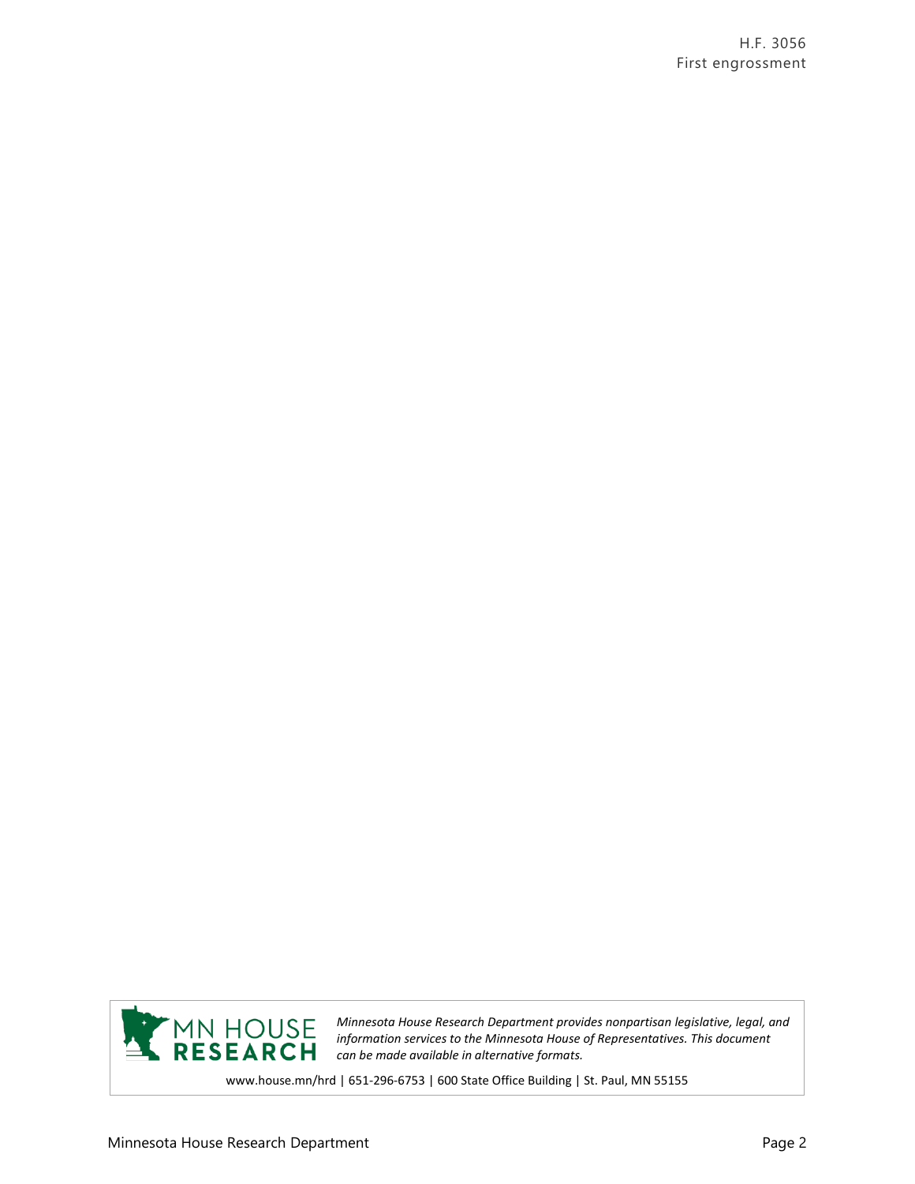MN HOUSE RESEARCH

*Minnesota House Research Department provides nonpartisan legislative, legal, and information services to the Minnesota House of Representatives. This document can be made available in alternative formats.*

www.house.mn/hrd | 651-296-6753 | 600 State Office Building | St. Paul, MN 55155